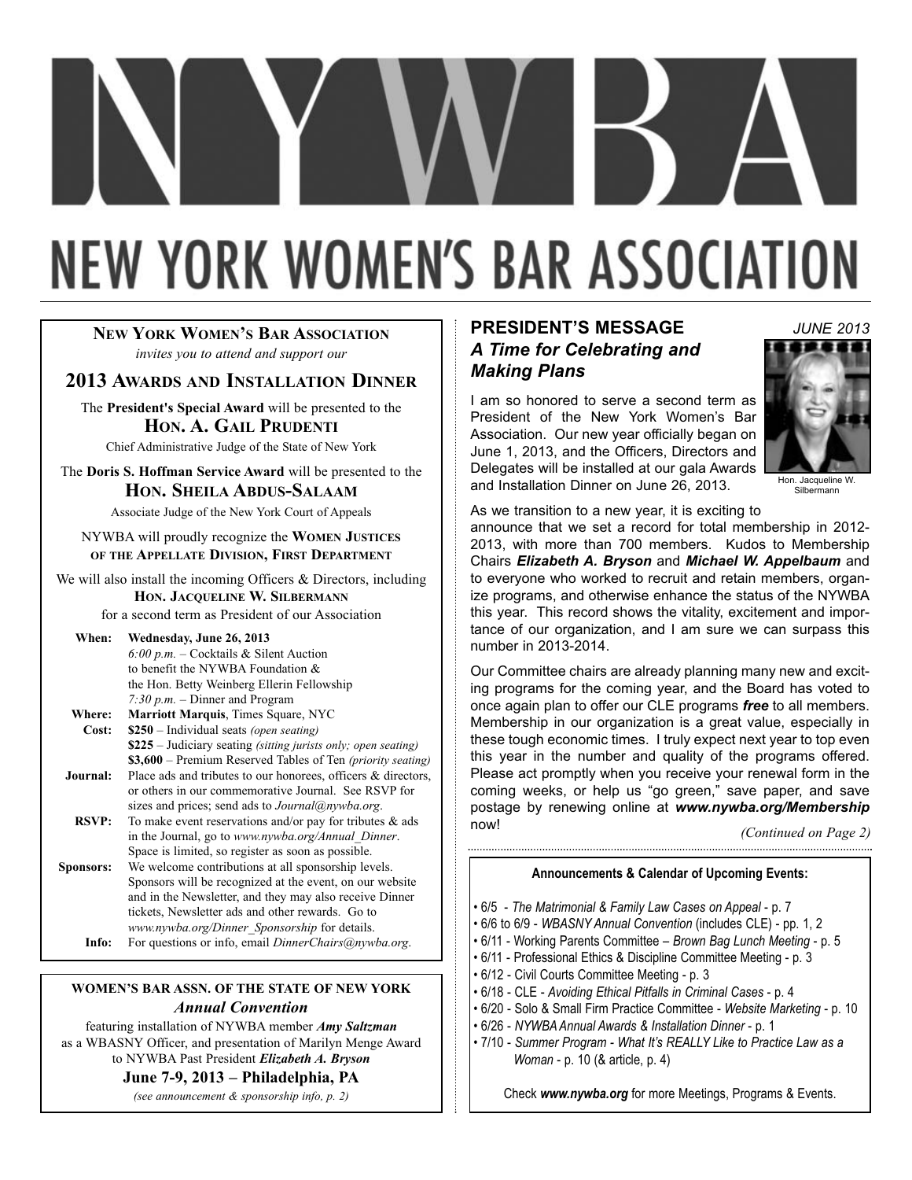# NEW YORK WOMEN'S BAR ASSOCIATION

**NEW YORK WOMEN'S BAR ASSOCIATION**

*invites you to attend and support our*

## 2013 AWARDS AND INSTALLATION DINNER

The **President's Special Award** will be presented to the

**HON. A. GAIL PRUDENTI**

Chief Administrative Judge of the State of New York

The **Doris S. Hoffman Service Award** will be presented to the

**HON. SHEILA ABDUS-SALAAM**

Associate Judge of the New York Court of Appeals

NYWBA will proudly recognize the **WOMEN JUSTICES OF THE APPELLATE DIVISION, FIRST DEPARTMENT**

We will also install the incoming Officers & Directors, including

**HON. JACQUELINE W. SILBERMANN**

for a second term as President of our Association

**When:** **Wednesday, June 26, 2013**
*6:00 p.m.* – Cocktails & Silent Auction to benefit the NYWBA Foundation & the Hon. Betty Weinberg Ellerin Fellowship
*7:30 p.m.* – Dinner and Program

**Where:** **Marriott Marquis**, Times Square, NYC

**Cost:** **$250** – Individual seats *(open seating)*
**$225** – Judiciary seating *(sitting jurists only; open seating)*
**$3,600** – Premium Reserved Tables of Ten *(priority seating)*

**Journal:** Place ads and tributes to our honorees, officers & directors, or others in our commemorative Journal. See RSVP for sizes and prices; send ads to *Journal@nywba.org*.

**RSVP:** To make event reservations and/or pay for tributes & ads in the Journal, go to *www.nywba.org/Annual_Dinner*. Space is limited, so register as soon as possible.

**Sponsors:** We welcome contributions at all sponsorship levels. Sponsors will be recognized at the event, on our website and in the Newsletter, and they may also receive Dinner tickets, Newsletter ads and other rewards. Go to *www.nywba.org/Dinner_Sponsorship* for details.

**Info:** For questions or info, email *DinnerChairs@nywba.org*.

---

**WOMEN'S BAR ASSN. OF THE STATE OF NEW YORK**

***Annual Convention***

featuring installation of NYWBA member ***Amy Saltzman*** as a WBASNY Officer, and presentation of Marilyn Menge Award to NYWBA Past President ***Elizabeth A. Bryson***

**June 7-9, 2013 – Philadelphia, PA**

*(see announcement & sponsorship info, p. 2)*

---

*JUNE 2013*

## PRESIDENT'S MESSAGE
### *A Time for Celebrating and Making Plans*

Hon. Jacqueline W. Silbermann

I am so honored to serve a second term as President of the New York Women's Bar Association. Our new year officially began on June 1, 2013, and the Officers, Directors and Delegates will be installed at our gala Awards and Installation Dinner on June 26, 2013.

As we transition to a new year, it is exciting to announce that we set a record for total membership in 2012-2013, with more than 700 members. Kudos to Membership Chairs ***Elizabeth A. Bryson*** and ***Michael W. Appelbaum*** and to everyone who worked to recruit and retain members, organize programs, and otherwise enhance the status of the NYWBA this year. This record shows the vitality, excitement and importance of our organization, and I am sure we can surpass this number in 2013-2014.

Our Committee chairs are already planning many new and exciting programs for the coming year, and the Board has voted to once again plan to offer our CLE programs ***free*** to all members. Membership in our organization is a great value, especially in these tough economic times. I truly expect next year to top even this year in the number and quality of the programs offered. Please act promptly when you receive your renewal form in the coming weeks, or help us "go green," save paper, and save postage by renewing online at ***www.nywba.org/Membership*** now!

*(Continued on Page 2)*

---

**Announcements & Calendar of Upcoming Events:**

- 6/5 - *The Matrimonial & Family Law Cases on Appeal* - p. 7
- 6/6 to 6/9 - *WBASNY Annual Convention* (includes CLE) - pp. 1, 2
- 6/11 - Working Parents Committee – *Brown Bag Lunch Meeting* - p. 5
- 6/11 - Professional Ethics & Discipline Committee Meeting - p. 3
- 6/12 - Civil Courts Committee Meeting - p. 3
- 6/18 - CLE - *Avoiding Ethical Pitfalls in Criminal Cases* - p. 4
- 6/20 - Solo & Small Firm Practice Committee - *Website Marketing* - p. 10
- 6/26 - *NYWBA Annual Awards & Installation Dinner* - p. 1
- 7/10 - *Summer Program - What It's REALLY Like to Practice Law as a Woman* - p. 10 (& article, p. 4)

Check ***www.nywba.org*** for more Meetings, Programs & Events.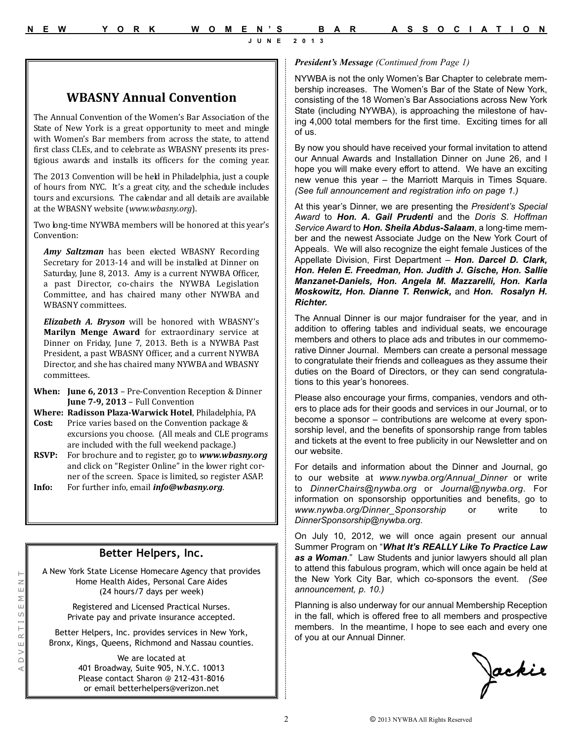## WBASNY Annual Convention

The Annual Convention of the Women's Bar Association of the State of New York is a great opportunity to meet and mingle with Women's Bar members from across the state, to attend first class CLEs, and to celebrate as WBASNY presents its prestigious awards and installs its officers for the coming year.

The 2013 Convention will be held in Philadelphia, just a couple of hours from NYC. It's a great city, and the schedule includes tours and excursions. The calendar and all details are available at the WBASNY website (*www.wbasny.org*).

Two long-time NYWBA members will be honored at this year's Convention:

***Amy Saltzman*** has been elected WBASNY Recording Secretary for 2013-14 and will be installed at Dinner on Saturday, June 8, 2013. Amy is a current NYWBA Officer, a past Director, co-chairs the NYWBA Legislation Committee, and has chaired many other NYWBA and WBASNY committees.

***Elizabeth A. Bryson*** will be honored with WBASNY's **Marilyn Menge Award** for extraordinary service at Dinner on Friday, June 7, 2013. Beth is a NYWBA Past President, a past WBASNY Officer, and a current NYWBA Director, and she has chaired many NYWBA and WBASNY committees.

**When:** **June 6, 2013** – Pre-Convention Reception & Dinner
**June 7-9, 2013** – Full Convention
**Where:** **Radisson Plaza-Warwick Hotel**, Philadelphia, PA
**Cost:** Price varies based on the Convention package & excursions you choose. (All meals and CLE programs are included with the full weekend package.)
**RSVP:** For brochure and to register, go to ***www.wbasny.org*** and click on "Register Online" in the lower right corner of the screen. Space is limited, so register ASAP.
**Info:** For further info, email ***info@wbasny.org***.

ADVERTISEMENT

### Better Helpers, Inc.

A New York State License Homecare Agency that provides Home Health Aides, Personal Care Aides (24 hours/7 days per week)

Registered and Licensed Practical Nurses. Private pay and private insurance accepted.

Better Helpers, Inc. provides services in New York, Bronx, Kings, Queens, Richmond and Nassau counties.

We are located at
401 Broadway, Suite 905, N.Y.C. 10013
Please contact Sharon @ 212-431-8016
or email betterhelpers@verizon.net

***President's Message*** *(Continued from Page 1)*

NYWBA is not the only Women's Bar Chapter to celebrate membership increases. The Women's Bar of the State of New York, consisting of the 18 Women's Bar Associations across New York State (including NYWBA), is approaching the milestone of having 4,000 total members for the first time. Exciting times for all of us.

By now you should have received your formal invitation to attend our Annual Awards and Installation Dinner on June 26, and I hope you will make every effort to attend. We have an exciting new venue this year – the Marriott Marquis in Times Square. *(See full announcement and registration info on page 1.)*

At this year's Dinner, we are presenting the *President's Special Award* to ***Hon. A. Gail Prudenti*** and the *Doris S. Hoffman Service Award* to ***Hon. Sheila Abdus-Salaam***, a long-time member and the newest Associate Judge on the New York Court of Appeals. We will also recognize the eight female Justices of the Appellate Division, First Department – ***Hon. Darcel D. Clark, Hon. Helen E. Freedman, Hon. Judith J. Gische, Hon. Sallie Manzanet-Daniels, Hon. Angela M. Mazzarelli, Hon. Karla Moskowitz, Hon. Dianne T. Renwick,*** and ***Hon. Rosalyn H. Richter.***

The Annual Dinner is our major fundraiser for the year, and in addition to offering tables and individual seats, we encourage members and others to place ads and tributes in our commemorative Dinner Journal. Members can create a personal message to congratulate their friends and colleagues as they assume their duties on the Board of Directors, or they can send congratulations to this year's honorees.

Please also encourage your firms, companies, vendors and others to place ads for their goods and services in our Journal, or to become a sponsor – contributions are welcome at every sponsorship level, and the benefits of sponsorship range from tables and tickets at the event to free publicity in our Newsletter and on our website.

For details and information about the Dinner and Journal, go to our website at *www.nywba.org/Annual_Dinner* or write to *DinnerChairs@nywba.org* or *Journal@nywba.org*. For information on sponsorship opportunities and benefits, go to *www.nywba.org/Dinner_Sponsorship* or write to *DinnerSponsorship@nywba.org*.

On July 10, 2012, we will once again present our annual Summer Program on "***What It's REALLY Like To Practice Law as a Woman***." Law Students and junior lawyers should all plan to attend this fabulous program, which will once again be held at the New York City Bar, which co-sponsors the event. *(See announcement, p. 10.)*

Planning is also underway for our annual Membership Reception in the fall, which is offered free to all members and prospective members. In the meantime, I hope to see each and every one of you at our Annual Dinner.

Jackie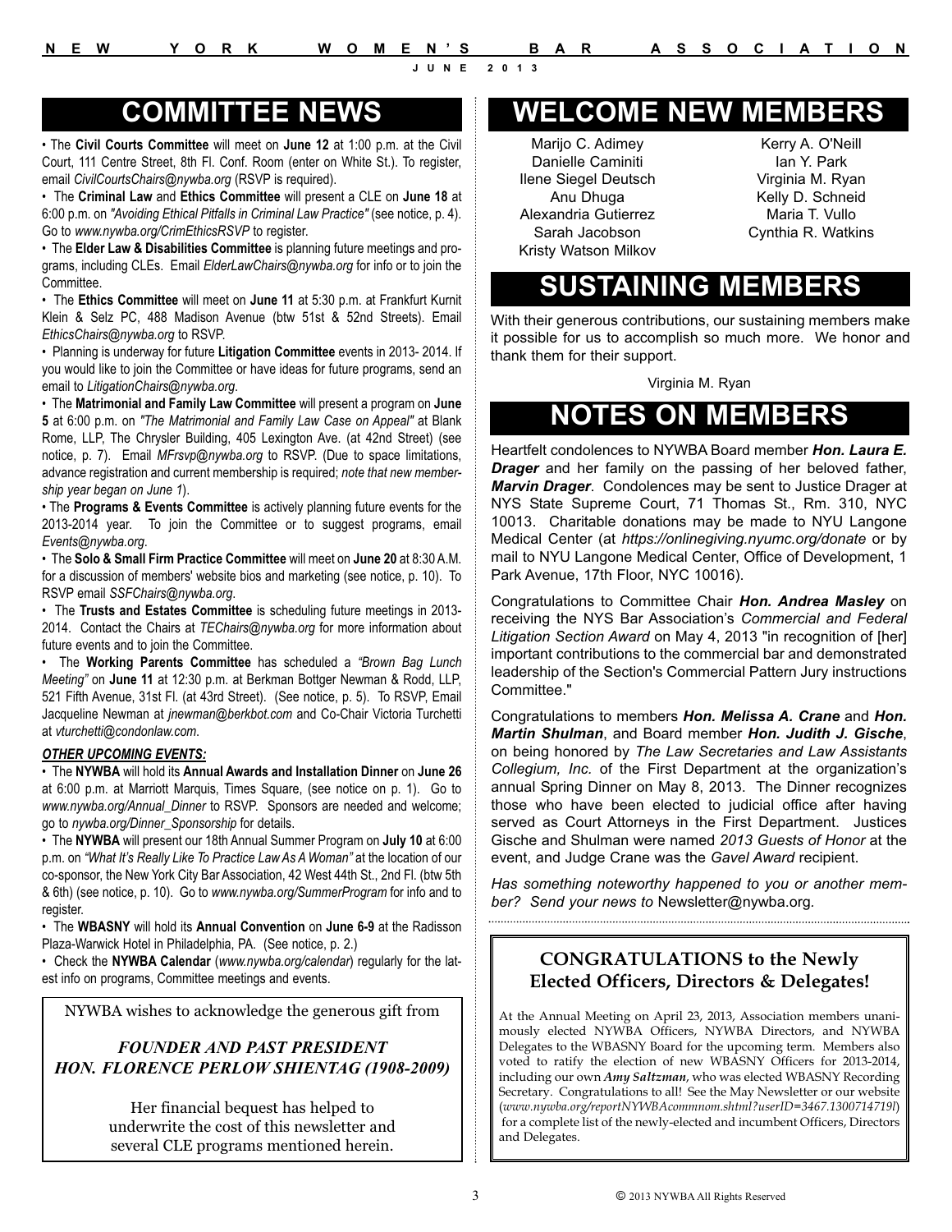## COMMITTEE NEWS

- The **Civil Courts Committee** will meet on **June 12** at 1:00 p.m. at the Civil Court, 111 Centre Street, 8th Fl. Conf. Room (enter on White St.). To register, email *CivilCourtsChairs@nywba.org* (RSVP is required).
- The **Criminal Law** and **Ethics Committee** will present a CLE on **June 18** at 6:00 p.m. on *"Avoiding Ethical Pitfalls in Criminal Law Practice"* (see notice, p. 4). Go to *www.nywba.org/CrimEthicsRSVP* to register.
- The **Elder Law & Disabilities Committee** is planning future meetings and programs, including CLEs. Email *ElderLawChairs@nywba.org* for info or to join the Committee.
- The **Ethics Committee** will meet on **June 11** at 5:30 p.m. at Frankfurt Kurnit Klein & Selz PC, 488 Madison Avenue (btw 51st & 52nd Streets). Email *EthicsChairs@nywba.org* to RSVP.
- Planning is underway for future **Litigation Committee** events in 2013- 2014. If you would like to join the Committee or have ideas for future programs, send an email to *LitigationChairs@nywba.org*.
- The **Matrimonial and Family Law Committee** will present a program on **June 5** at 6:00 p.m. on *"The Matrimonial and Family Law Case on Appeal"* at Blank Rome, LLP, The Chrysler Building, 405 Lexington Ave. (at 42nd Street) (see notice, p. 7). Email *MFrsvp@nywba.org* to RSVP. (Due to space limitations, advance registration and current membership is required; *note that new membership year began on June 1*).
- The **Programs & Events Committee** is actively planning future events for the 2013-2014 year. To join the Committee or to suggest programs, email *Events@nywba.org*.
- The **Solo & Small Firm Practice Committee** will meet on **June 20** at 8:30 A.M. for a discussion of members' website bios and marketing (see notice, p. 10). To RSVP email *SSFChairs@nywba.org*.
- The **Trusts and Estates Committee** is scheduling future meetings in 2013-2014. Contact the Chairs at *TEChairs@nywba.org* for more information about future events and to join the Committee.
- The **Working Parents Committee** has scheduled a *"Brown Bag Lunch Meeting"* on **June 11** at 12:30 p.m. at Berkman Bottger Newman & Rodd, LLP, 521 Fifth Avenue, 31st Fl. (at 43rd Street). (See notice, p. 5). To RSVP, Email Jacqueline Newman at *jnewman@berkbot.com* and Co-Chair Victoria Turchetti at *vturchetti@condonlaw.com*.

***OTHER UPCOMING EVENTS:***

- The **NYWBA** will hold its **Annual Awards and Installation Dinner** on **June 26** at 6:00 p.m. at Marriott Marquis, Times Square, (see notice on p. 1). Go to *www.nywba.org/Annual_Dinner* to RSVP. Sponsors are needed and welcome; go to *nywba.org/Dinner_Sponsorship* for details.
- The **NYWBA** will present our 18th Annual Summer Program on **July 10** at 6:00 p.m. on *"What It's Really Like To Practice Law As A Woman"* at the location of our co-sponsor, the New York City Bar Association, 42 West 44th St., 2nd Fl. (btw 5th & 6th) (see notice, p. 10). Go to *www.nywba.org/SummerProgram* for info and to register.
- The **WBASNY** will hold its **Annual Convention** on **June 6-9** at the Radisson Plaza-Warwick Hotel in Philadelphia, PA. (See notice, p. 2.)
- Check the **NYWBA Calendar** (*www.nywba.org/calendar*) regularly for the latest info on programs, Committee meetings and events.

NYWBA wishes to acknowledge the generous gift from

***FOUNDER AND PAST PRESIDENT***
***HON. FLORENCE PERLOW SHIENTAG (1908-2009)***

Her financial bequest has helped to underwrite the cost of this newsletter and several CLE programs mentioned herein.

## WELCOME NEW MEMBERS

Marijo C. Adimey
Danielle Caminiti
Ilene Siegel Deutsch
Anu Dhuga
Alexandria Gutierrez
Sarah Jacobson
Kristy Watson Milkov
Kerry A. O'Neill
Ian Y. Park
Virginia M. Ryan
Kelly D. Schneid
Maria T. Vullo
Cynthia R. Watkins

## SUSTAINING MEMBERS

With their generous contributions, our sustaining members make it possible for us to accomplish so much more. We honor and thank them for their support.

Virginia M. Ryan

## NOTES ON MEMBERS

Heartfelt condolences to NYWBA Board member ***Hon. Laura E. Drager*** and her family on the passing of her beloved father, ***Marvin Drager***. Condolences may be sent to Justice Drager at NYS State Supreme Court, 71 Thomas St., Rm. 310, NYC 10013. Charitable donations may be made to NYU Langone Medical Center (at *https://onlinegiving.nyumc.org/donate* or by mail to NYU Langone Medical Center, Office of Development, 1 Park Avenue, 17th Floor, NYC 10016).

Congratulations to Committee Chair ***Hon. Andrea Masley*** on receiving the NYS Bar Association's *Commercial and Federal Litigation Section Award* on May 4, 2013 "in recognition of [her] important contributions to the commercial bar and demonstrated leadership of the Section's Commercial Pattern Jury instructions Committee."

Congratulations to members ***Hon. Melissa A. Crane*** and ***Hon. Martin Shulman***, and Board member ***Hon. Judith J. Gische***, on being honored by *The Law Secretaries and Law Assistants Collegium, Inc.* of the First Department at the organization's annual Spring Dinner on May 8, 2013. The Dinner recognizes those who have been elected to judicial office after having served as Court Attorneys in the First Department. Justices Gische and Shulman were named *2013 Guests of Honor* at the event, and Judge Crane was the *Gavel Award* recipient.

*Has something noteworthy happened to you or another member? Send your news to* Newsletter@nywba.org.

### CONGRATULATIONS to the Newly Elected Officers, Directors & Delegates!

At the Annual Meeting on April 23, 2013, Association members unanimously elected NYWBA Officers, NYWBA Directors, and NYWBA Delegates to the WBASNY Board for the upcoming term. Members also voted to ratify the election of new WBASNY Officers for 2013-2014, including our own ***Amy Saltzman***, who was elected WBASNY Recording Secretary. Congratulations to all! See the May Newsletter or our website (*www.nywba.org/reportNYWBAcommnom.shtml?userID=3467.1300714719l*) for a complete list of the newly-elected and incumbent Officers, Directors and Delegates.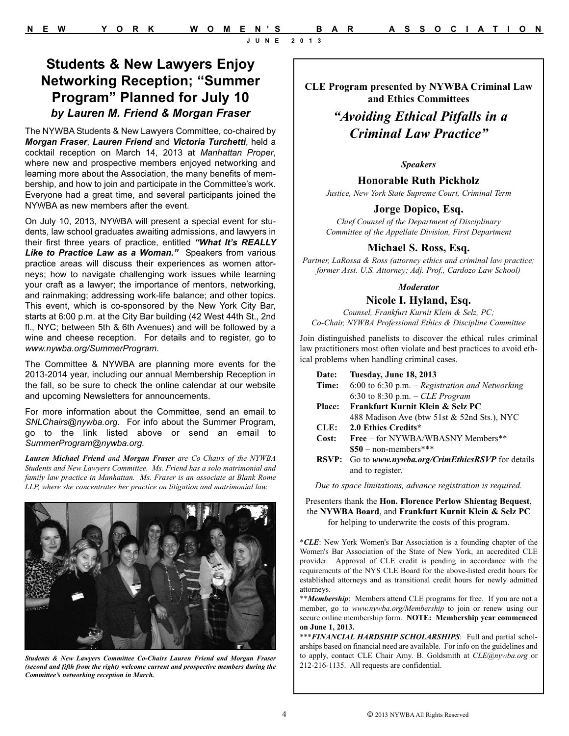## Students & New Lawyers Enjoy Networking Reception; "Summer Program" Planned for July 10

***by Lauren M. Friend & Morgan Fraser***

The NYWBA Students & New Lawyers Committee, co-chaired by ***Morgan Fraser***, ***Lauren Friend*** and ***Victoria Turchetti***, held a cocktail reception on March 14, 2013 at *Manhattan Proper*, where new and prospective members enjoyed networking and learning more about the Association, the many benefits of membership, and how to join and participate in the Committee's work. Everyone had a great time, and several participants joined the NYWBA as new members after the event.

On July 10, 2013, NYWBA will present a special event for students, law school graduates awaiting admissions, and lawyers in their first three years of practice, entitled ***"What It's REALLY Like to Practice Law as a Woman."*** Speakers from various practice areas will discuss their experiences as women attorneys; how to navigate challenging work issues while learning your craft as a lawyer; the importance of mentors, networking, and rainmaking; addressing work-life balance; and other topics. This event, which is co-sponsored by the New York City Bar, starts at 6:00 p.m. at the City Bar building (42 West 44th St., 2nd fl., NYC; between 5th & 6th Avenues) and will be followed by a wine and cheese reception. For details and to register, go to *www.nywba.org/SummerProgram*.

The Committee & NYWBA are planning more events for the 2013-2014 year, including our annual Membership Reception in the fall, so be sure to check the online calendar at our website and upcoming Newsletters for announcements.

For more information about the Committee, send an email to *SNLChairs@nywba.org*. For info about the Summer Program, go to the link listed above or send an email to *SummerProgram@nywba.org.*

***Lauren Michael Friend*** *and* ***Morgan Fraser*** *are Co-Chairs of the NYWBA Students and New Lawyers Committee. Ms. Friend has a solo matrimonial and family law practice in Manhattan. Ms. Fraser is an associate at Blank Rome LLP, where she concentrates her practice on litigation and matrimonial law.*

***Students & New Lawyers Committee Co-Chairs Lauren Friend and Morgan Fraser (second and fifth from the right) welcome current and prospective members during the Committee's networking reception in March.***

---

**CLE Program presented by NYWBA Criminal Law and Ethics Committees**

## *"Avoiding Ethical Pitfalls in a Criminal Law Practice"*

***Speakers***

**Honorable Ruth Pickholz**
*Justice, New York State Supreme Court, Criminal Term*

**Jorge Dopico, Esq.**
*Chief Counsel of the Department of Disciplinary Committee of the Appellate Division, First Department*

**Michael S. Ross, Esq.**
*Partner, LaRossa & Ross (attorney ethics and criminal law practice; former Asst. U.S. Attorney; Adj. Prof., Cardozo Law School)*

***Moderator***

**Nicole I. Hyland, Esq.**
*Counsel, Frankfurt Kurnit Klein & Selz, PC; Co-Chair, NYWBA Professional Ethics & Discipline Committee*

Join distinguished panelists to discover the ethical rules criminal law practitioners most often violate and best practices to avoid ethical problems when handling criminal cases.

**Date:** **Tuesday, June 18, 2013**
**Time:** 6:00 to 6:30 p.m. – *Registration and Networking*
6:30 to 8:30 p.m. – *CLE Program*
**Place:** **Frankfurt Kurnit Klein & Selz PC**
488 Madison Ave (btw 51st & 52nd Sts.), NYC
**CLE:** **2.0 Ethics Credits***
**Cost:** **Free** – for NYWBA/WBASNY Members**
**$50** – non-members***
**RSVP:** Go to ***www.nywba.org/CrimEthicsRSVP*** for details and to register.

*Due to space limitations, advance registration is required.*

Presenters thank the **Hon. Florence Perlow Shientag Bequest**, the **NYWBA Board**, and **Frankfurt Kurnit Klein & Selz PC** for helping to underwrite the costs of this program.

**CLE*: New York Women's Bar Association is a founding chapter of the Women's Bar Association of the State of New York, an accredited CLE provider. Approval of CLE credit is pending in accordance with the requirements of the NYS CLE Board for the above-listed credit hours for established attorneys and as transitional credit hours for newly admitted attorneys.

***Membership*: Members attend CLE programs for free. If you are not a member, go to *www.nywba.org/Membership* to join or renew using our secure online membership form. **NOTE: Membership year commenced on June 1, 2013.**

****FINANCIAL HARDSHIP SCHOLARSHIPS*: Full and partial scholarships based on financial need are available. For info on the guidelines and to apply, contact CLE Chair Amy. B. Goldsmith at *CLE@nywba.org* or 212-216-1135. All requests are confidential.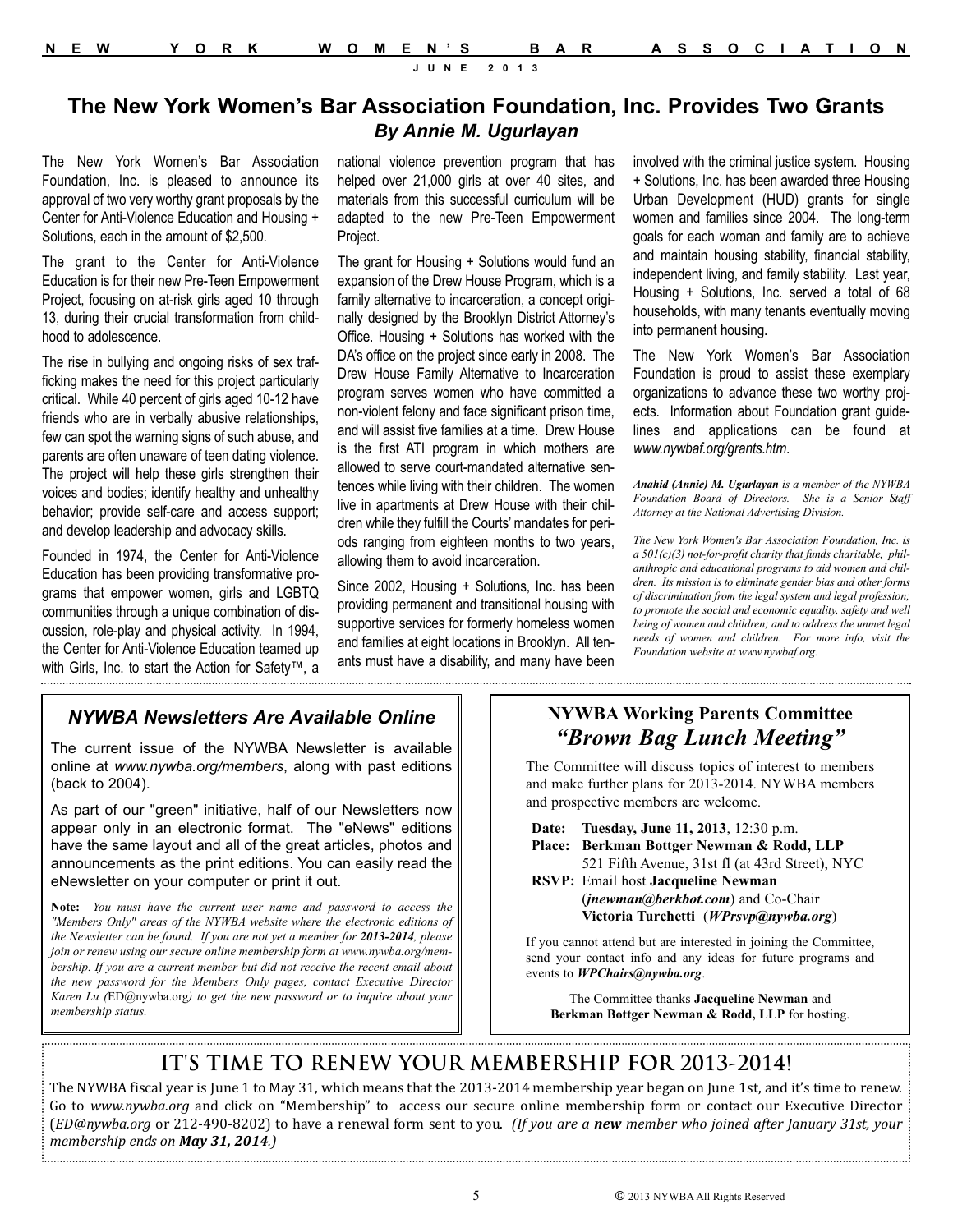# The New York Women's Bar Association Foundation, Inc. Provides Two Grants

***By Annie M. Ugurlayan***

The New York Women's Bar Association Foundation, Inc. is pleased to announce its approval of two very worthy grant proposals by the Center for Anti-Violence Education and Housing + Solutions, each in the amount of $2,500.

The grant to the Center for Anti-Violence Education is for their new Pre-Teen Empowerment Project, focusing on at-risk girls aged 10 through 13, during their crucial transformation from childhood to adolescence.

The rise in bullying and ongoing risks of sex trafficking makes the need for this project particularly critical. While 40 percent of girls aged 10-12 have friends who are in verbally abusive relationships, few can spot the warning signs of such abuse, and parents are often unaware of teen dating violence. The project will help these girls strengthen their voices and bodies; identify healthy and unhealthy behavior; provide self-care and access support; and develop leadership and advocacy skills.

Founded in 1974, the Center for Anti-Violence Education has been providing transformative programs that empower women, girls and LGBTQ communities through a unique combination of discussion, role-play and physical activity. In 1994, the Center for Anti-Violence Education teamed up with Girls, Inc. to start the Action for Safety™, a national violence prevention program that has helped over 21,000 girls at over 40 sites, and materials from this successful curriculum will be adapted to the new Pre-Teen Empowerment Project.

The grant for Housing + Solutions would fund an expansion of the Drew House Program, which is a family alternative to incarceration, a concept originally designed by the Brooklyn District Attorney's Office. Housing + Solutions has worked with the DA's office on the project since early in 2008. The Drew House Family Alternative to Incarceration program serves women who have committed a non-violent felony and face significant prison time, and will assist five families at a time. Drew House is the first ATI program in which mothers are allowed to serve court-mandated alternative sentences while living with their children. The women live in apartments at Drew House with their children while they fulfill the Courts' mandates for periods ranging from eighteen months to two years, allowing them to avoid incarceration.

Since 2002, Housing + Solutions, Inc. has been providing permanent and transitional housing with supportive services for formerly homeless women and families at eight locations in Brooklyn. All tenants must have a disability, and many have been involved with the criminal justice system. Housing + Solutions, Inc. has been awarded three Housing Urban Development (HUD) grants for single women and families since 2004. The long-term goals for each woman and family are to achieve and maintain housing stability, financial stability, independent living, and family stability. Last year, Housing + Solutions, Inc. served a total of 68 households, with many tenants eventually moving into permanent housing.

The New York Women's Bar Association Foundation is proud to assist these exemplary organizations to advance these two worthy projects. Information about Foundation grant guidelines and applications can be found at *www.nywbaf.org/grants.htm*.

***Anahid (Annie) M. Ugurlayan** is a member of the NYWBA Foundation Board of Directors. She is a Senior Staff Attorney at the National Advertising Division.*

*The New York Women's Bar Association Foundation, Inc. is a 501(c)(3) not-for-profit charity that funds charitable, philanthropic and educational programs to aid women and children. Its mission is to eliminate gender bias and other forms of discrimination from the legal system and legal profession; to promote the social and economic equality, safety and well being of women and children; and to address the unmet legal needs of women and children. For more info, visit the Foundation website at www.nywbaf.org.*

---

## *NYWBA Newsletters Are Available Online*

The current issue of the NYWBA Newsletter is available online at *www.nywba.org/members*, along with past editions (back to 2004).

As part of our "green" initiative, half of our Newsletters now appear only in an electronic format. The "eNews" editions have the same layout and all of the great articles, photos and announcements as the print editions. You can easily read the eNewsletter on your computer or print it out.

**Note:** *You must have the current user name and password to access the "Members Only" areas of the NYWBA website where the electronic editions of the Newsletter can be found. If you are not yet a member for **2013-2014**, please join or renew using our secure online membership form at www.nywba.org/membership. If you are a current member but did not receive the recent email about the new password for the Members Only pages, contact Executive Director Karen Lu (*ED@nywba.org*) to get the new password or to inquire about your membership status.*

---

## NYWBA Working Parents Committee *"Brown Bag Lunch Meeting"*

The Committee will discuss topics of interest to members and make further plans for 2013-2014. NYWBA members and prospective members are welcome.

**Date:** **Tuesday, June 11, 2013**, 12:30 p.m.
**Place:** **Berkman Bottger Newman & Rodd, LLP**
521 Fifth Avenue, 31st fl (at 43rd Street), NYC
**RSVP:** Email host **Jacqueline Newman** (***jnewman@berkbot.com***) and Co-Chair **Victoria Turchetti** (***WPrsvp@nywba.org***)

If you cannot attend but are interested in joining the Committee, send your contact info and any ideas for future programs and events to ***WPChairs@nywba.org***.

The Committee thanks **Jacqueline Newman** and **Berkman Bottger Newman & Rodd, LLP** for hosting.

---

## It's Time to Renew Your Membership for 2013-2014!

The NYWBA fiscal year is June 1 to May 31, which means that the 2013-2014 membership year began on June 1st, and it's time to renew. Go to *www.nywba.org* and click on "Membership" to access our secure online membership form or contact our Executive Director (*ED@nywba.org* or 212-490-8202) to have a renewal form sent to you. *(If you are a **new** member who joined after January 31st, your membership ends on **May 31, 2014**.)*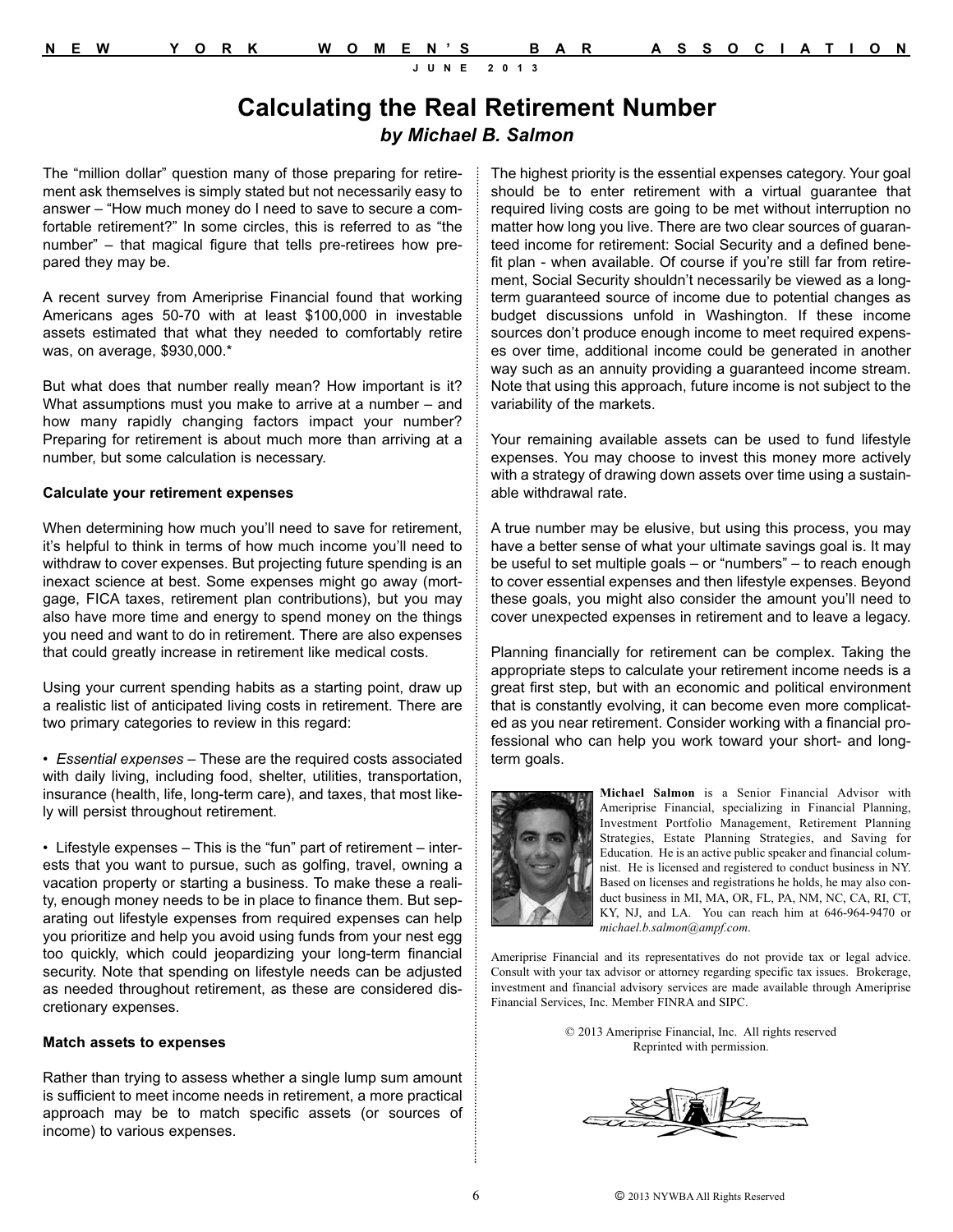# Calculating the Real Retirement Number

***by Michael B. Salmon***

The "million dollar" question many of those preparing for retirement ask themselves is simply stated but not necessarily easy to answer – "How much money do I need to save to secure a comfortable retirement?" In some circles, this is referred to as "the number" – that magical figure that tells pre-retirees how prepared they may be.

A recent survey from Ameriprise Financial found that working Americans ages 50-70 with at least $100,000 in investable assets estimated that what they needed to comfortably retire was, on average, $930,000.*

But what does that number really mean? How important is it? What assumptions must you make to arrive at a number – and how many rapidly changing factors impact your number? Preparing for retirement is about much more than arriving at a number, but some calculation is necessary.

**Calculate your retirement expenses**

When determining how much you'll need to save for retirement, it's helpful to think in terms of how much income you'll need to withdraw to cover expenses. But projecting future spending is an inexact science at best. Some expenses might go away (mortgage, FICA taxes, retirement plan contributions), but you may also have more time and energy to spend money on the things you need and want to do in retirement. There are also expenses that could greatly increase in retirement like medical costs.

Using your current spending habits as a starting point, draw up a realistic list of anticipated living costs in retirement. There are two primary categories to review in this regard:

- *Essential expenses* – These are the required costs associated with daily living, including food, shelter, utilities, transportation, insurance (health, life, long-term care), and taxes, that most likely will persist throughout retirement.

- Lifestyle expenses – This is the "fun" part of retirement – interests that you want to pursue, such as golfing, travel, owning a vacation property or starting a business. To make these a reality, enough money needs to be in place to finance them. But separating out lifestyle expenses from required expenses can help you prioritize and help you avoid using funds from your nest egg too quickly, which could jeopardizing your long-term financial security. Note that spending on lifestyle needs can be adjusted as needed throughout retirement, as these are considered discretionary expenses.

**Match assets to expenses**

Rather than trying to assess whether a single lump sum amount is sufficient to meet income needs in retirement, a more practical approach may be to match specific assets (or sources of income) to various expenses.

The highest priority is the essential expenses category. Your goal should be to enter retirement with a virtual guarantee that required living costs are going to be met without interruption no matter how long you live. There are two clear sources of guaranteed income for retirement: Social Security and a defined benefit plan - when available. Of course if you're still far from retirement, Social Security shouldn't necessarily be viewed as a long-term guaranteed source of income due to potential changes as budget discussions unfold in Washington. If these income sources don't produce enough income to meet required expenses over time, additional income could be generated in another way such as an annuity providing a guaranteed income stream. Note that using this approach, future income is not subject to the variability of the markets.

Your remaining available assets can be used to fund lifestyle expenses. You may choose to invest this money more actively with a strategy of drawing down assets over time using a sustainable withdrawal rate.

A true number may be elusive, but using this process, you may have a better sense of what your ultimate savings goal is. It may be useful to set multiple goals – or "numbers" – to reach enough to cover essential expenses and then lifestyle expenses. Beyond these goals, you might also consider the amount you'll need to cover unexpected expenses in retirement and to leave a legacy.

Planning financially for retirement can be complex. Taking the appropriate steps to calculate your retirement income needs is a great first step, but with an economic and political environment that is constantly evolving, it can become even more complicated as you near retirement. Consider working with a financial professional who can help you work toward your short- and long-term goals.

**Michael Salmon** is a Senior Financial Advisor with Ameriprise Financial, specializing in Financial Planning, Investment Portfolio Management, Retirement Planning Strategies, Estate Planning Strategies, and Saving for Education. He is an active public speaker and financial columnist. He is licensed and registered to conduct business in NY. Based on licenses and registrations he holds, he may also conduct business in MI, MA, OR, FL, PA, NM, NC, CA, RI, CT, KY, NJ, and LA. You can reach him at 646-964-9470 or *michael.b.salmon@ampf.com*.

Ameriprise Financial and its representatives do not provide tax or legal advice. Consult with your tax advisor or attorney regarding specific tax issues. Brokerage, investment and financial advisory services are made available through Ameriprise Financial Services, Inc. Member FINRA and SIPC.

© 2013 Ameriprise Financial, Inc. All rights reserved
Reprinted with permission.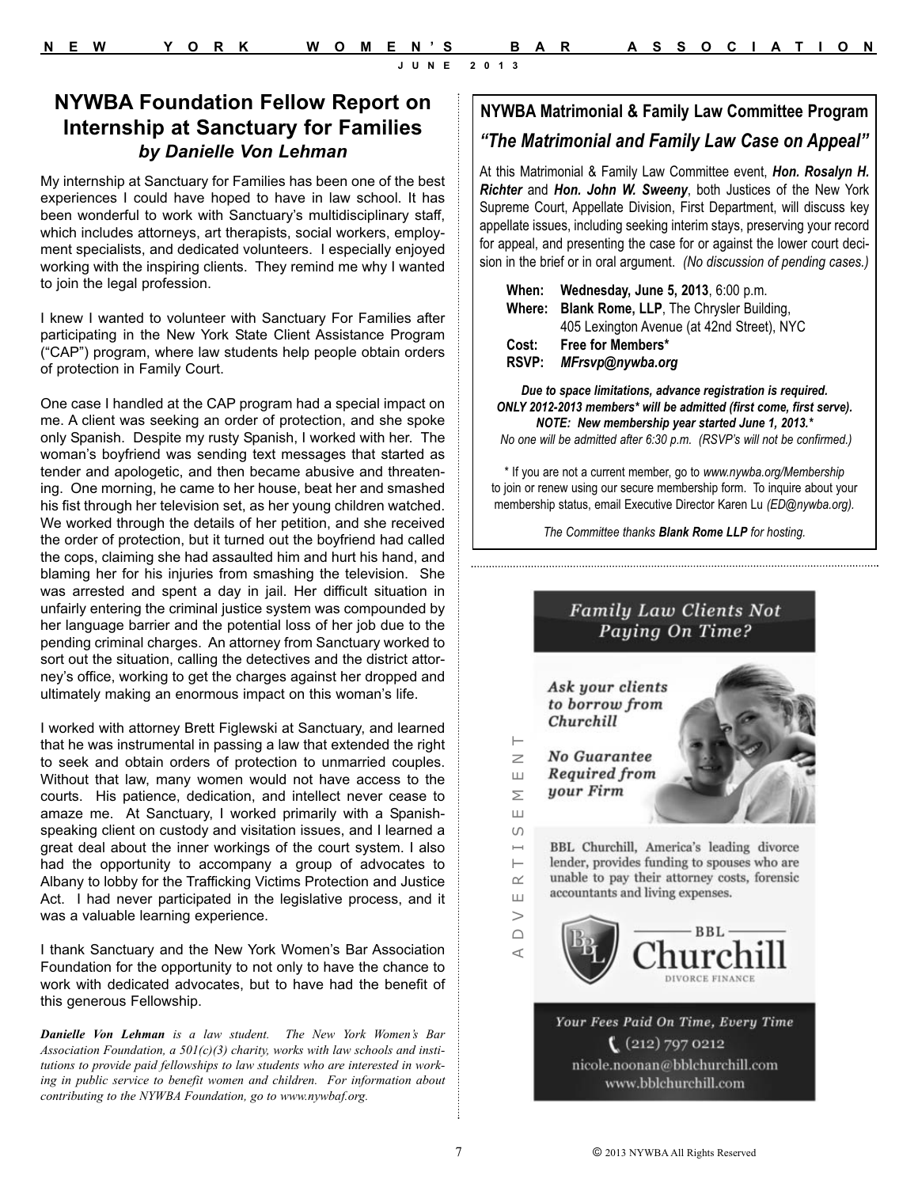## NYWBA Foundation Fellow Report on Internship at Sanctuary for Families

### *by Danielle Von Lehman*

My internship at Sanctuary for Families has been one of the best experiences I could have hoped to have in law school. It has been wonderful to work with Sanctuary's multidisciplinary staff, which includes attorneys, art therapists, social workers, employment specialists, and dedicated volunteers. I especially enjoyed working with the inspiring clients. They remind me why I wanted to join the legal profession.

I knew I wanted to volunteer with Sanctuary For Families after participating in the New York State Client Assistance Program ("CAP") program, where law students help people obtain orders of protection in Family Court.

One case I handled at the CAP program had a special impact on me. A client was seeking an order of protection, and she spoke only Spanish. Despite my rusty Spanish, I worked with her. The woman's boyfriend was sending text messages that started as tender and apologetic, and then became abusive and threatening. One morning, he came to her house, beat her and smashed his fist through her television set, as her young children watched. We worked through the details of her petition, and she received the order of protection, but it turned out the boyfriend had called the cops, claiming she had assaulted him and hurt his hand, and blaming her for his injuries from smashing the television. She was arrested and spent a day in jail. Her difficult situation in unfairly entering the criminal justice system was compounded by her language barrier and the potential loss of her job due to the pending criminal charges. An attorney from Sanctuary worked to sort out the situation, calling the detectives and the district attorney's office, working to get the charges against her dropped and ultimately making an enormous impact on this woman's life.

I worked with attorney Brett Figlewski at Sanctuary, and learned that he was instrumental in passing a law that extended the right to seek and obtain orders of protection to unmarried couples. Without that law, many women would not have access to the courts. His patience, dedication, and intellect never cease to amaze me. At Sanctuary, I worked primarily with a Spanish-speaking client on custody and visitation issues, and I learned a great deal about the inner workings of the court system. I also had the opportunity to accompany a group of advocates to Albany to lobby for the Trafficking Victims Protection and Justice Act. I had never participated in the legislative process, and it was a valuable learning experience.

I thank Sanctuary and the New York Women's Bar Association Foundation for the opportunity to not only to have the chance to work with dedicated advocates, but to have had the benefit of this generous Fellowship.

***Danielle Von Lehman*** *is a law student. The New York Women's Bar Association Foundation, a 501(c)(3) charity, works with law schools and institutions to provide paid fellowships to law students who are interested in working in public service to benefit women and children. For information about contributing to the NYWBA Foundation, go to www.nywbaf.org.*

---

### NYWBA Matrimonial & Family Law Committee Program

### *"The Matrimonial and Family Law Case on Appeal"*

At this Matrimonial & Family Law Committee event, ***Hon. Rosalyn H. Richter*** and ***Hon. John W. Sweeny***, both Justices of the New York Supreme Court, Appellate Division, First Department, will discuss key appellate issues, including seeking interim stays, preserving your record for appeal, and presenting the case for or against the lower court decision in the brief or in oral argument. *(No discussion of pending cases.)*

**When:** **Wednesday, June 5, 2013**, 6:00 p.m.
**Where:** **Blank Rome, LLP**, The Chrysler Building, 405 Lexington Avenue (at 42nd Street), NYC
**Cost:** **Free for Members***
**RSVP:** ***MFrsvp@nywba.org***

***Due to space limitations, advance registration is required.***
***ONLY 2012-2013 members* will be admitted (first come, first serve).***
***NOTE: New membership year started June 1, 2013.****
*No one will be admitted after 6:30 p.m. (RSVP's will not be confirmed.)*

\* If you are not a current member, go to *www.nywba.org/Membership* to join or renew using our secure membership form. To inquire about your membership status, email Executive Director Karen Lu *(ED@nywba.org).*

*The Committee thanks **Blank Rome LLP** for hosting.*

---

ADVERTISEMENT

***Family Law Clients Not Paying On Time?***

***Ask your clients to borrow from Churchill***

***No Guarantee Required from your Firm***

BBL Churchill, America's leading divorce lender, provides funding to spouses who are unable to pay their attorney costs, forensic accountants and living expenses.

BBL Churchill DIVORCE FINANCE

*Your Fees Paid On Time, Every Time*

(212) 797 0212
nicole.noonan@bblchurchill.com
www.bblchurchill.com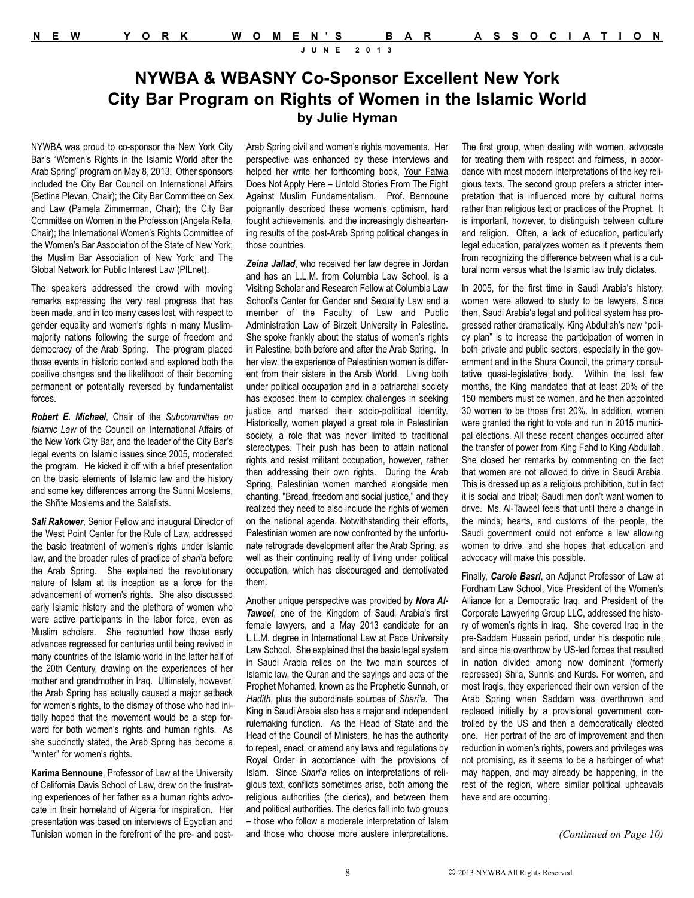# NYWBA & WBASNY Co-Sponsor Excellent New York City Bar Program on Rights of Women in the Islamic World

**by Julie Hyman**

NYWBA was proud to co-sponsor the New York City Bar's "Women's Rights in the Islamic World after the Arab Spring" program on May 8, 2013. Other sponsors included the City Bar Council on International Affairs (Bettina Plevan, Chair); the City Bar Committee on Sex and Law (Pamela Zimmerman, Chair); the City Bar Committee on Women in the Profession (Angela Rella, Chair); the International Women's Rights Committee of the Women's Bar Association of the State of New York; the Muslim Bar Association of New York; and The Global Network for Public Interest Law (PILnet).

The speakers addressed the crowd with moving remarks expressing the very real progress that has been made, and in too many cases lost, with respect to gender equality and women's rights in many Muslim-majority nations following the surge of freedom and democracy of the Arab Spring. The program placed those events in historic context and explored both the positive changes and the likelihood of their becoming permanent or potentially reversed by fundamentalist forces.

***Robert E. Michael***, Chair of the *Subcommittee on Islamic Law* of the Council on International Affairs of the New York City Bar, and the leader of the City Bar's legal events on Islamic issues since 2005, moderated the program. He kicked it off with a brief presentation on the basic elements of Islamic law and the history and some key differences among the Sunni Moslems, the Shi'ite Moslems and the Salafists.

***Sali Rakower***, Senior Fellow and inaugural Director of the West Point Center for the Rule of Law, addressed the basic treatment of women's rights under Islamic law, and the broader rules of practice of *shari'a* before the Arab Spring. She explained the revolutionary nature of Islam at its inception as a force for the advancement of women's rights. She also discussed early Islamic history and the plethora of women who were active participants in the labor force, even as Muslim scholars. She recounted how those early advances regressed for centuries until being revived in many countries of the Islamic world in the latter half of the 20th Century, drawing on the experiences of her mother and grandmother in Iraq. Ultimately, however, the Arab Spring has actually caused a major setback for women's rights, to the dismay of those who had initially hoped that the movement would be a step forward for both women's rights and human rights. As she succinctly stated, the Arab Spring has become a "winter" for women's rights.

**Karima Bennoune**, Professor of Law at the University of California Davis School of Law, drew on the frustrating experiences of her father as a human rights advocate in their homeland of Algeria for inspiration. Her presentation was based on interviews of Egyptian and Tunisian women in the forefront of the pre- and post-Arab Spring civil and women's rights movements. Her perspective was enhanced by these interviews and helped her write her forthcoming book, Your Fatwa Does Not Apply Here – Untold Stories From The Fight Against Muslim Fundamentalism. Prof. Bennoune poignantly described these women's optimism, hard fought achievements, and the increasingly disheartening results of the post-Arab Spring political changes in those countries.

***Zeina Jallad***, who received her law degree in Jordan and has an L.L.M. from Columbia Law School, is a Visiting Scholar and Research Fellow at Columbia Law School's Center for Gender and Sexuality Law and a member of the Faculty of Law and Public Administration Law of Birzeit University in Palestine. She spoke frankly about the status of women's rights in Palestine, both before and after the Arab Spring. In her view, the experience of Palestinian women is different from their sisters in the Arab World. Living both under political occupation and in a patriarchal society has exposed them to complex challenges in seeking justice and marked their socio-political identity. Historically, women played a great role in Palestinian society, a role that was never limited to traditional stereotypes. Their push has been to attain national rights and resist militant occupation, however, rather than addressing their own rights. During the Arab Spring, Palestinian women marched alongside men chanting, "Bread, freedom and social justice," and they realized they need to also include the rights of women on the national agenda. Notwithstanding their efforts, Palestinian women are now confronted by the unfortunate retrograde development after the Arab Spring, as well as their continuing reality of living under political occupation, which has discouraged and demotivated them.

Another unique perspective was provided by ***Nora Al-Taweel***, one of the Kingdom of Saudi Arabia's first female lawyers, and a May 2013 candidate for an L.L.M. degree in International Law at Pace University Law School. She explained that the basic legal system in Saudi Arabia relies on the two main sources of Islamic law, the Quran and the sayings and acts of the Prophet Mohamed, known as the Prophetic Sunnah, or *Hadith*, plus the subordinate sources of *Shari'a*. The King in Saudi Arabia also has a major and independent rulemaking function. As the Head of State and the Head of the Council of Ministers, he has the authority to repeal, enact, or amend any laws and regulations by Royal Order in accordance with the provisions of Islam. Since *Shari'a* relies on interpretations of religious text, conflicts sometimes arise, both among the religious authorities (the clerics), and between them and political authorities. The clerics fall into two groups – those who follow a moderate interpretation of Islam and those who choose more austere interpretations. The first group, when dealing with women, advocate for treating them with respect and fairness, in accordance with most modern interpretations of the key religious texts. The second group prefers a stricter interpretation that is influenced more by cultural norms rather than religious text or practices of the Prophet. It is important, however, to distinguish between culture and religion. Often, a lack of education, particularly legal education, paralyzes women as it prevents them from recognizing the difference between what is a cultural norm versus what the Islamic law truly dictates.

In 2005, for the first time in Saudi Arabia's history, women were allowed to study to be lawyers. Since then, Saudi Arabia's legal and political system has progressed rather dramatically. King Abdullah's new "policy plan" is to increase the participation of women in both private and public sectors, especially in the government and in the Shura Council, the primary consultative quasi-legislative body. Within the last few months, the King mandated that at least 20% of the 150 members must be women, and he then appointed 30 women to be those first 20%. In addition, women were granted the right to vote and run in 2015 municipal elections. All these recent changes occurred after the transfer of power from King Fahd to King Abdullah. She closed her remarks by commenting on the fact that women are not allowed to drive in Saudi Arabia. This is dressed up as a religious prohibition, but in fact it is social and tribal; Saudi men don't want women to drive. Ms. Al-Taweel feels that until there a change in the minds, hearts, and customs of the people, the Saudi government could not enforce a law allowing women to drive, and she hopes that education and advocacy will make this possible.

Finally, ***Carole Basri***, an Adjunct Professor of Law at Fordham Law School, Vice President of the Women's Alliance for a Democratic Iraq, and President of the Corporate Lawyering Group LLC, addressed the history of women's rights in Iraq. She covered Iraq in the pre-Saddam Hussein period, under his despotic rule, and since his overthrow by US-led forces that resulted in nation divided among now dominant (formerly repressed) Shi'a, Sunnis and Kurds. For women, and most Iraqis, they experienced their own version of the Arab Spring when Saddam was overthrown and replaced initially by a provisional government controlled by the US and then a democratically elected one. Her portrait of the arc of improvement and then reduction in women's rights, powers and privileges was not promising, as it seems to be a harbinger of what may happen, and may already be happening, in the rest of the region, where similar political upheavals have and are occurring.

*(Continued on Page 10)*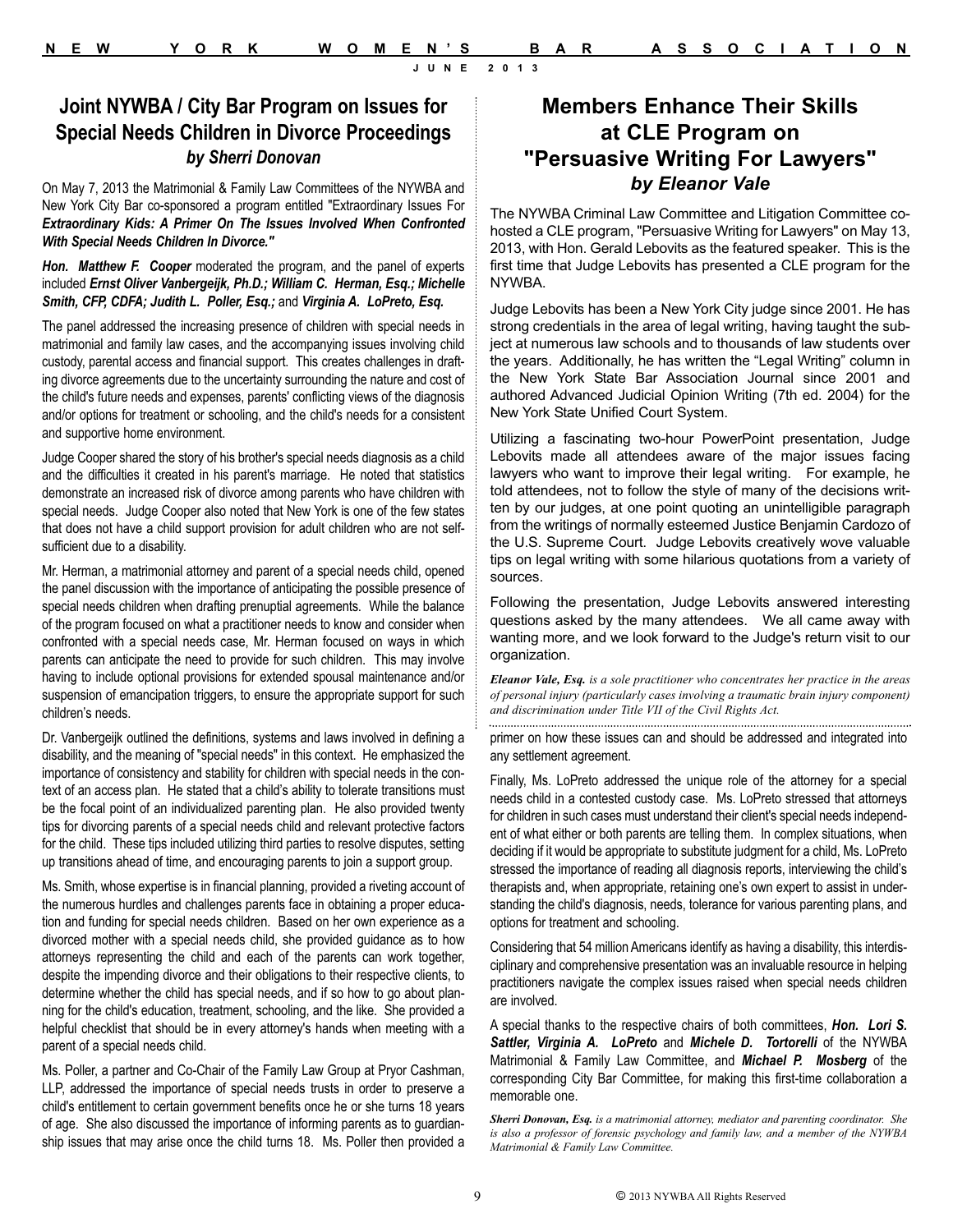## Joint NYWBA / City Bar Program on Issues for Special Needs Children in Divorce Proceedings
*by Sherri Donovan*

On May 7, 2013 the Matrimonial & Family Law Committees of the NYWBA and New York City Bar co-sponsored a program entitled "Extraordinary Issues For ***Extraordinary Kids: A Primer On The Issues Involved When Confronted With Special Needs Children In Divorce."***

***Hon. Matthew F. Cooper*** moderated the program, and the panel of experts included ***Ernst Oliver Vanbergeijk, Ph.D.; William C. Herman, Esq.; Michelle Smith, CFP, CDFA; Judith L. Poller, Esq.;*** and ***Virginia A. LoPreto, Esq.***

The panel addressed the increasing presence of children with special needs in matrimonial and family law cases, and the accompanying issues involving child custody, parental access and financial support. This creates challenges in drafting divorce agreements due to the uncertainty surrounding the nature and cost of the child's future needs and expenses, parents' conflicting views of the diagnosis and/or options for treatment or schooling, and the child's needs for a consistent and supportive home environment.

Judge Cooper shared the story of his brother's special needs diagnosis as a child and the difficulties it created in his parent's marriage. He noted that statistics demonstrate an increased risk of divorce among parents who have children with special needs. Judge Cooper also noted that New York is one of the few states that does not have a child support provision for adult children who are not self-sufficient due to a disability.

Mr. Herman, a matrimonial attorney and parent of a special needs child, opened the panel discussion with the importance of anticipating the possible presence of special needs children when drafting prenuptial agreements. While the balance of the program focused on what a practitioner needs to know and consider when confronted with a special needs case, Mr. Herman focused on ways in which parents can anticipate the need to provide for such children. This may involve having to include optional provisions for extended spousal maintenance and/or suspension of emancipation triggers, to ensure the appropriate support for such children's needs.

Dr. Vanbergeijk outlined the definitions, systems and laws involved in defining a disability, and the meaning of "special needs" in this context. He emphasized the importance of consistency and stability for children with special needs in the context of an access plan. He stated that a child's ability to tolerate transitions must be the focal point of an individualized parenting plan. He also provided twenty tips for divorcing parents of a special needs child and relevant protective factors for the child. These tips included utilizing third parties to resolve disputes, setting up transitions ahead of time, and encouraging parents to join a support group.

Ms. Smith, whose expertise is in financial planning, provided a riveting account of the numerous hurdles and challenges parents face in obtaining a proper education and funding for special needs children. Based on her own experience as a divorced mother with a special needs child, she provided guidance as to how attorneys representing the child and each of the parents can work together, despite the impending divorce and their obligations to their respective clients, to determine whether the child has special needs, and if so how to go about planning for the child's education, treatment, schooling, and the like. She provided a helpful checklist that should be in every attorney's hands when meeting with a parent of a special needs child.

Ms. Poller, a partner and Co-Chair of the Family Law Group at Pryor Cashman, LLP, addressed the importance of special needs trusts in order to preserve a child's entitlement to certain government benefits once he or she turns 18 years of age. She also discussed the importance of informing parents as to guardianship issues that may arise once the child turns 18. Ms. Poller then provided a primer on how these issues can and should be addressed and integrated into any settlement agreement.

Finally, Ms. LoPreto addressed the unique role of the attorney for a special needs child in a contested custody case. Ms. LoPreto stressed that attorneys for children in such cases must understand their client's special needs independent of what either or both parents are telling them. In complex situations, when deciding if it would be appropriate to substitute judgment for a child, Ms. LoPreto stressed the importance of reading all diagnosis reports, interviewing the child's therapists and, when appropriate, retaining one's own expert to assist in understanding the child's diagnosis, needs, tolerance for various parenting plans, and options for treatment and schooling.

Considering that 54 million Americans identify as having a disability, this interdisciplinary and comprehensive presentation was an invaluable resource in helping practitioners navigate the complex issues raised when special needs children are involved.

A special thanks to the respective chairs of both committees, ***Hon. Lori S. Sattler, Virginia A. LoPreto*** and ***Michele D. Tortorelli*** of the NYWBA Matrimonial & Family Law Committee, and ***Michael P. Mosberg*** of the corresponding City Bar Committee, for making this first-time collaboration a memorable one.

***Sherri Donovan, Esq.*** *is a matrimonial attorney, mediator and parenting coordinator. She is also a professor of forensic psychology and family law, and a member of the NYWBA Matrimonial & Family Law Committee.*

## Members Enhance Their Skills at CLE Program on "Persuasive Writing For Lawyers"
*by Eleanor Vale*

The NYWBA Criminal Law Committee and Litigation Committee co-hosted a CLE program, "Persuasive Writing for Lawyers" on May 13, 2013, with Hon. Gerald Lebovits as the featured speaker. This is the first time that Judge Lebovits has presented a CLE program for the NYWBA.

Judge Lebovits has been a New York City judge since 2001. He has strong credentials in the area of legal writing, having taught the subject at numerous law schools and to thousands of law students over the years. Additionally, he has written the "Legal Writing" column in the New York State Bar Association Journal since 2001 and authored Advanced Judicial Opinion Writing (7th ed. 2004) for the New York State Unified Court System.

Utilizing a fascinating two-hour PowerPoint presentation, Judge Lebovits made all attendees aware of the major issues facing lawyers who want to improve their legal writing. For example, he told attendees, not to follow the style of many of the decisions written by our judges, at one point quoting an unintelligible paragraph from the writings of normally esteemed Justice Benjamin Cardozo of the U.S. Supreme Court. Judge Lebovits creatively wove valuable tips on legal writing with some hilarious quotations from a variety of sources.

Following the presentation, Judge Lebovits answered interesting questions asked by the many attendees. We all came away with wanting more, and we look forward to the Judge's return visit to our organization.

***Eleanor Vale, Esq.*** *is a sole practitioner who concentrates her practice in the areas of personal injury (particularly cases involving a traumatic brain injury component) and discrimination under Title VII of the Civil Rights Act.*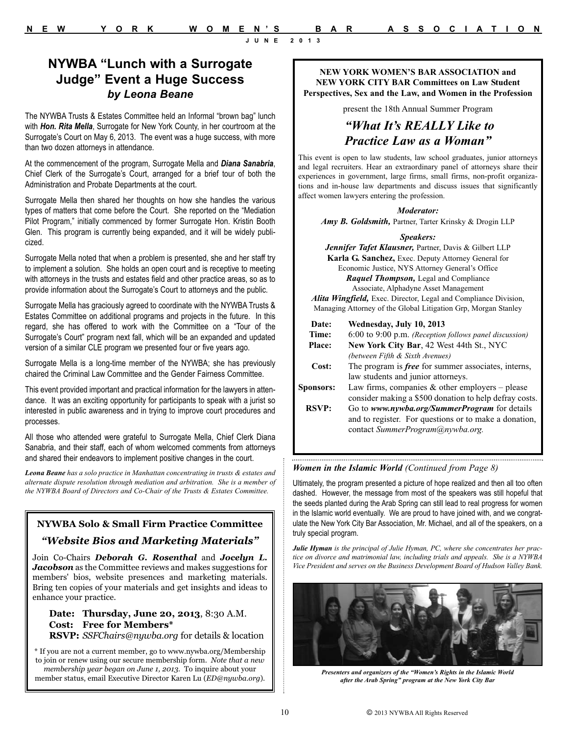## NYWBA "Lunch with a Surrogate Judge" Event a Huge Success

### *by Leona Beane*

The NYWBA Trusts & Estates Committee held an Informal "brown bag" lunch with ***Hon. Rita Mella***, Surrogate for New York County, in her courtroom at the Surrogate's Court on May 6, 2013. The event was a huge success, with more than two dozen attorneys in attendance.

At the commencement of the program, Surrogate Mella and ***Diana Sanabria***, Chief Clerk of the Surrogate's Court, arranged for a brief tour of both the Administration and Probate Departments at the court.

Surrogate Mella then shared her thoughts on how she handles the various types of matters that come before the Court. She reported on the "Mediation Pilot Program," initially commenced by former Surrogate Hon. Kristin Booth Glen. This program is currently being expanded, and it will be widely publicized.

Surrogate Mella noted that when a problem is presented, she and her staff try to implement a solution. She holds an open court and is receptive to meeting with attorneys in the trusts and estates field and other practice areas, so as to provide information about the Surrogate's Court to attorneys and the public.

Surrogate Mella has graciously agreed to coordinate with the NYWBA Trusts & Estates Committee on additional programs and projects in the future. In this regard, she has offered to work with the Committee on a "Tour of the Surrogate's Court" program next fall, which will be an expanded and updated version of a similar CLE program we presented four or five years ago.

Surrogate Mella is a long-time member of the NYWBA; she has previously chaired the Criminal Law Committee and the Gender Fairness Committee.

This event provided important and practical information for the lawyers in attendance. It was an exciting opportunity for participants to speak with a jurist so interested in public awareness and in trying to improve court procedures and processes.

All those who attended were grateful to Surrogate Mella, Chief Clerk Diana Sanabria, and their staff, each of whom welcomed comments from attorneys and shared their endeavors to implement positive changes in the court.

***Leona Beane*** *has a solo practice in Manhattan concentrating in trusts & estates and alternate dispute resolution through mediation and arbitration. She is a member of the NYWBA Board of Directors and Co-Chair of the Trusts & Estates Committee.*

---

**NYWBA Solo & Small Firm Practice Committee**

***"Website Bios and Marketing Materials"***

Join Co-Chairs ***Deborah G. Rosenthal*** and ***Jocelyn L. Jacobson*** as the Committee reviews and makes suggestions for members' bios, website presences and marketing materials. Bring ten copies of your materials and get insights and ideas to enhance your practice.

**Date: Thursday, June 20, 2013**, 8:30 A.M.
**Cost: Free for Members***
**RSVP:** *SSFChairs@nywba.org* for details & location

\* If you are not a current member, go to www.nywba.org/Membership to join or renew using our secure membership form. *Note that a new membership year began on June 1, 2013.* To inquire about your member status, email Executive Director Karen Lu (*ED@nywba.org*).

---

**NEW YORK WOMEN'S BAR ASSOCIATION and NEW YORK CITY BAR Committees on Law Student Perspectives, Sex and the Law, and Women in the Profession**

present the 18th Annual Summer Program

### *"What It's REALLY Like to Practice Law as a Woman"*

This event is open to law students, law school graduates, junior attorneys and legal recruiters. Hear an extraordinary panel of attorneys share their experiences in government, large firms, small firms, non-profit organizations and in-house law departments and discuss issues that significantly affect women lawyers entering the profession.

***Moderator:***
***Amy B. Goldsmith,*** Partner, Tarter Krinsky & Drogin LLP

***Speakers:***
***Jennifer Tafet Klausner,*** Partner, Davis & Gilbert LLP
**Karla G. Sanchez,** Exec. Deputy Attorney General for Economic Justice, NYS Attorney General's Office
***Raquel Thompson,*** Legal and Compliance Associate, Alphadyne Asset Management
***Alita Wingfield,*** Exec. Director, Legal and Compliance Division, Managing Attorney of the Global Litigation Grp, Morgan Stanley

**Date:** **Wednesday, July 10, 2013**
**Time:** 6:00 to 9:00 p.m. *(Reception follows panel discussion)*
**Place:** **New York City Bar**, 42 West 44th St., NYC *(between Fifth & Sixth Avenues)*
**Cost:** The program is ***free*** for summer associates, interns, law students and junior attorneys.
**Sponsors:** Law firms, companies & other employers – please consider making a $500 donation to help defray costs.
**RSVP:** Go to ***www.nywba.org/SummerProgram*** for details and to register. For questions or to make a donation, contact *SummerProgram@nywba.org.*

---

***Women in the Islamic World*** *(Continued from Page 8)*

Ultimately, the program presented a picture of hope realized and then all too often dashed. However, the message from most of the speakers was still hopeful that the seeds planted during the Arab Spring can still lead to real progress for women in the Islamic world eventually. We are proud to have joined with, and we congratulate the New York City Bar Association, Mr. Michael, and all of the speakers, on a truly special program.

***Julie Hyman*** *is the principal of Julie Hyman, PC, where she concentrates her practice on divorce and matrimonial law, including trials and appeals. She is a NYWBA Vice President and serves on the Business Development Board of Hudson Valley Bank.*

***Presenters and organizers of the "Women's Rights in the Islamic World after the Arab Spring" program at the New York City Bar***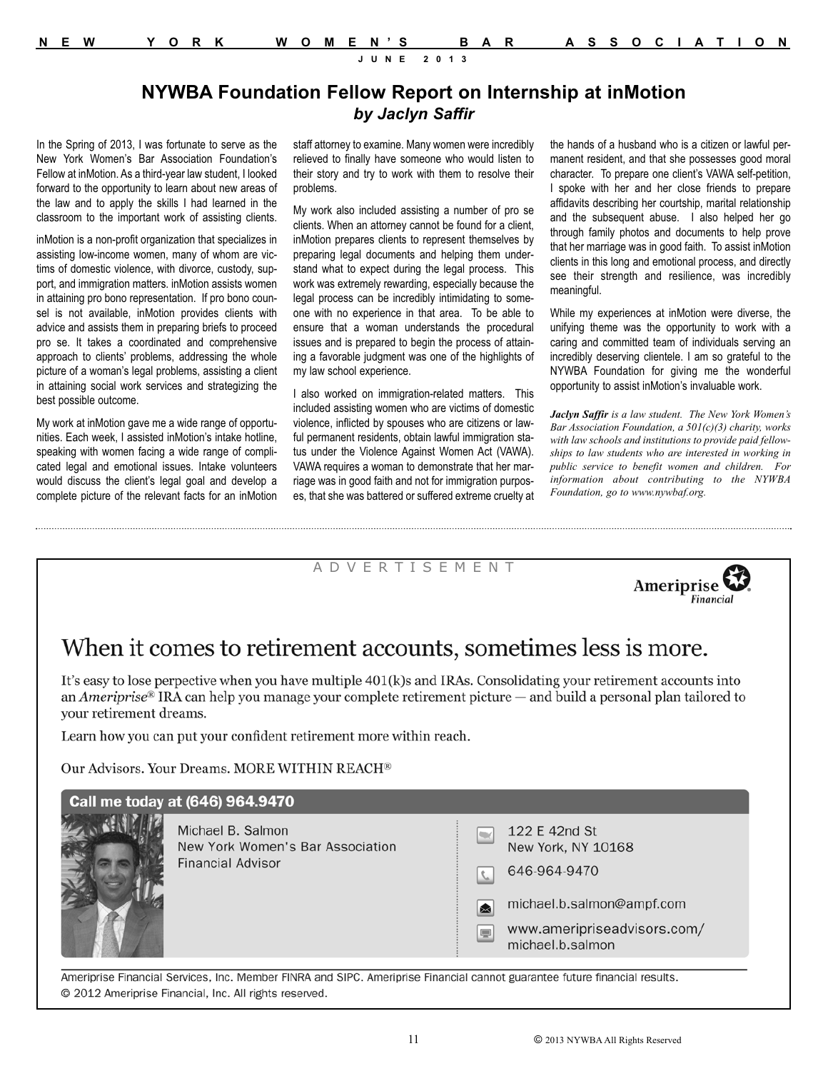# NYWBA Foundation Fellow Report on Internship at inMotion

***by Jaclyn Saffir***

In the Spring of 2013, I was fortunate to serve as the New York Women's Bar Association Foundation's Fellow at inMotion. As a third-year law student, I looked forward to the opportunity to learn about new areas of the law and to apply the skills I had learned in the classroom to the important work of assisting clients.

inMotion is a non-profit organization that specializes in assisting low-income women, many of whom are victims of domestic violence, with divorce, custody, support, and immigration matters. inMotion assists women in attaining pro bono representation. If pro bono counsel is not available, inMotion provides clients with advice and assists them in preparing briefs to proceed pro se. It takes a coordinated and comprehensive approach to clients' problems, addressing the whole picture of a woman's legal problems, assisting a client in attaining social work services and strategizing the best possible outcome.

My work at inMotion gave me a wide range of opportunities. Each week, I assisted inMotion's intake hotline, speaking with women facing a wide range of complicated legal and emotional issues. Intake volunteers would discuss the client's legal goal and develop a complete picture of the relevant facts for an inMotion staff attorney to examine. Many women were incredibly relieved to finally have someone who would listen to their story and try to work with them to resolve their problems.

My work also included assisting a number of pro se clients. When an attorney cannot be found for a client, inMotion prepares clients to represent themselves by preparing legal documents and helping them understand what to expect during the legal process. This work was extremely rewarding, especially because the legal process can be incredibly intimidating to someone with no experience in that area. To be able to ensure that a woman understands the procedural issues and is prepared to begin the process of attaining a favorable judgment was one of the highlights of my law school experience.

I also worked on immigration-related matters. This included assisting women who are victims of domestic violence, inflicted by spouses who are citizens or lawful permanent residents, obtain lawful immigration status under the Violence Against Women Act (VAWA). VAWA requires a woman to demonstrate that her marriage was in good faith and not for immigration purposes, that she was battered or suffered extreme cruelty at the hands of a husband who is a citizen or lawful permanent resident, and that she possesses good moral character. To prepare one client's VAWA self-petition, I spoke with her and her close friends to prepare affidavits describing her courtship, marital relationship and the subsequent abuse. I also helped her go through family photos and documents to help prove that her marriage was in good faith. To assist inMotion clients in this long and emotional process, and directly see their strength and resilience, was incredibly meaningful.

While my experiences at inMotion were diverse, the unifying theme was the opportunity to work with a caring and committed team of individuals serving an incredibly deserving clientele. I am so grateful to the NYWBA Foundation for giving me the wonderful opportunity to assist inMotion's invaluable work.

***Jaclyn Saffir*** *is a law student. The New York Women's Bar Association Foundation, a 501(c)(3) charity, works with law schools and institutions to provide paid fellowships to law students who are interested in working in public service to benefit women and children. For information about contributing to the NYWBA Foundation, go to www.nywbaf.org.*

---

A D V E R T I S E M E N T

Ameriprise Financial

## When it comes to retirement accounts, sometimes less is more.

It's easy to lose perpective when you have multiple 401(k)s and IRAs. Consolidating your retirement accounts into an *Ameriprise*® IRA can help you manage your complete retirement picture — and build a personal plan tailored to your retirement dreams.

Learn how you can put your confident retirement more within reach.

Our Advisors. Your Dreams. MORE WITHIN REACH®

**Call me today at (646) 964.9470**

Michael B. Salmon
New York Women's Bar Association
Financial Advisor

122 E 42nd St
New York, NY 10168

646-964-9470

michael.b.salmon@ampf.com

www.ameripriseadvisors.com/michael.b.salmon

Ameriprise Financial Services, Inc. Member FINRA and SIPC. Ameriprise Financial cannot guarantee future financial results.
© 2012 Ameriprise Financial, Inc. All rights reserved.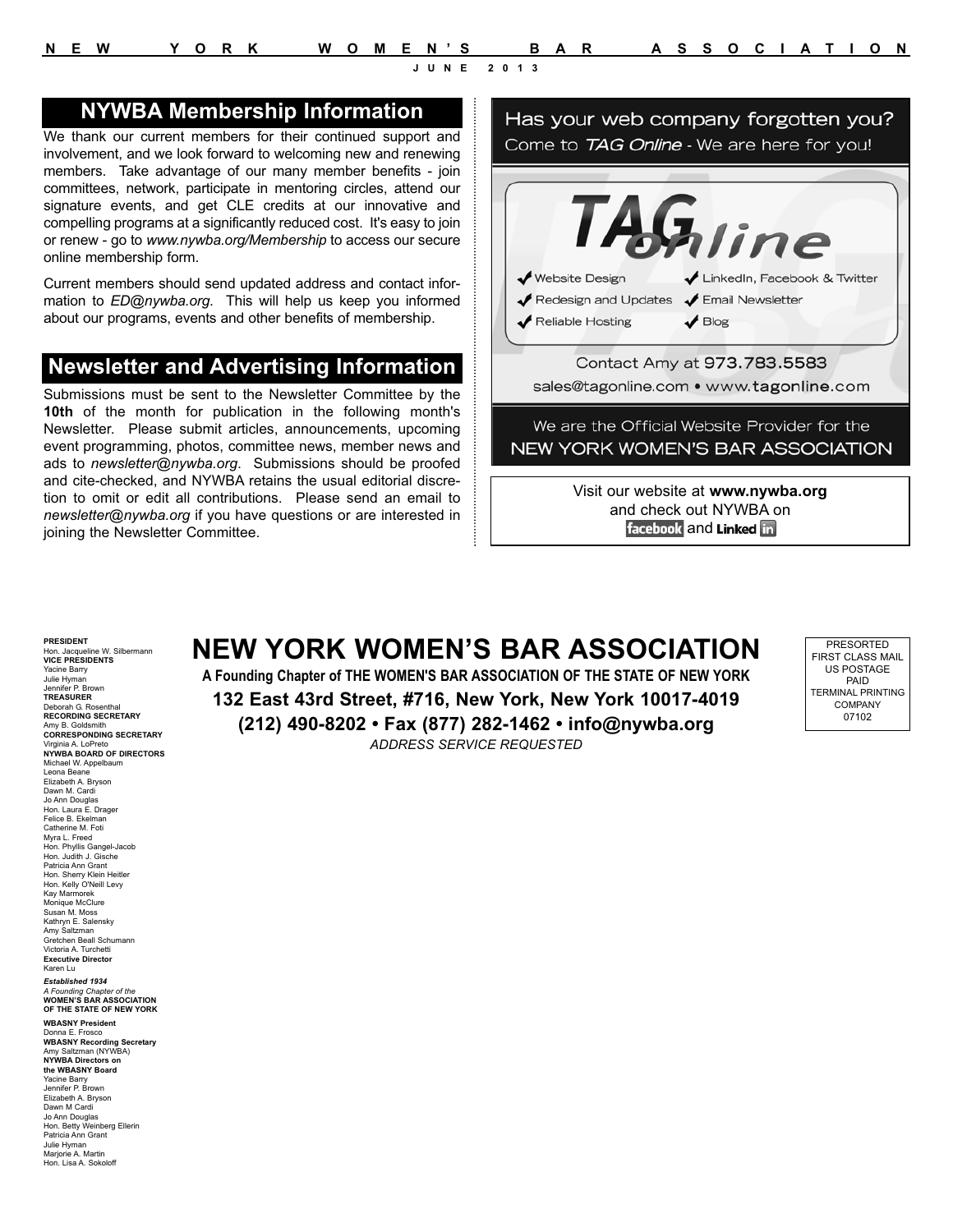## NYWBA Membership Information

We thank our current members for their continued support and involvement, and we look forward to welcoming new and renewing members. Take advantage of our many member benefits - join committees, network, participate in mentoring circles, attend our signature events, and get CLE credits at our innovative and compelling programs at a significantly reduced cost. It's easy to join or renew - go to *www.nywba.org/Membership* to access our secure online membership form.

Current members should send updated address and contact information to *ED@nywba.org*. This will help us keep you informed about our programs, events and other benefits of membership.

## Newsletter and Advertising Information

Submissions must be sent to the Newsletter Committee by the **10th** of the month for publication in the following month's Newsletter. Please submit articles, announcements, upcoming event programming, photos, committee news, member news and ads to *newsletter@nywba.org*. Submissions should be proofed and cite-checked, and NYWBA retains the usual editorial discretion to omit or edit all contributions. Please send an email to *newsletter@nywba.org* if you have questions or are interested in joining the Newsletter Committee.

Has your web company forgotten you?
Come to *TAG Online* - We are here for you!

TAG online

- Website Design
- Redesign and Updates
- Reliable Hosting
- LinkedIn, Facebook & Twitter
- Email Newsletter
- Blog

Contact Amy at 973.783.5583
sales@tagonline.com • www.tagonline.com

We are the Official Website Provider for the
NEW YORK WOMEN'S BAR ASSOCIATION

Visit our website at **www.nywba.org**
and check out NYWBA on
facebook and LinkedIn

**PRESIDENT**
Hon. Jacqueline W. Silbermann
**VICE PRESIDENTS**
Yacine Barry
Julie Hyman
Jennifer P. Brown
**TREASURER**
Deborah G. Rosenthal
**RECORDING SECRETARY**
Amy B. Goldsmith
**CORRESPONDING SECRETARY**
Virginia A. LoPreto
**NYWBA BOARD OF DIRECTORS**
Michael W. Appelbaum
Leona Beane
Elizabeth A. Bryson
Dawn M. Cardi
Jo Ann Douglas
Hon. Laura E. Drager
Felice B. Ekelman
Catherine M. Foti
Myra L. Freed
Hon. Phyllis Gangel-Jacob
Hon. Judith J. Gische
Patricia Ann Grant
Hon. Sherry Klein Heitler
Hon. Kelly O'Neill Levy
Kay Marmorek
Monique McClure
Susan M. Moss
Kathryn E. Salensky
Amy Saltzman
Gretchen Beall Schumann
Victoria A. Turchetti
**Executive Director**
Karen Lu

***Established 1934***
*A Founding Chapter of the*
**WOMEN'S BAR ASSOCIATION OF THE STATE OF NEW YORK**

**WBASNY President**
Donna E. Frosco
**WBASNY Recording Secretary**
Amy Saltzman (NYWBA)
**NYWBA Directors on the WBASNY Board**
Yacine Barry
Jennifer P. Brown
Elizabeth A. Bryson
Dawn M Cardi
Jo Ann Douglas
Hon. Betty Weinberg Ellerin
Patricia Ann Grant
Julie Hyman
Marjorie A. Martin
Hon. Lisa A. Sokoloff

# NEW YORK WOMEN'S BAR ASSOCIATION

**A Founding Chapter of THE WOMEN'S BAR ASSOCIATION OF THE STATE OF NEW YORK**

**132 East 43rd Street, #716, New York, New York 10017-4019**

**(212) 490-8202 • Fax (877) 282-1462 • info@nywba.org**

*ADDRESS SERVICE REQUESTED*

PRESORTED
FIRST CLASS MAIL
US POSTAGE
PAID
TERMINAL PRINTING
COMPANY
07102